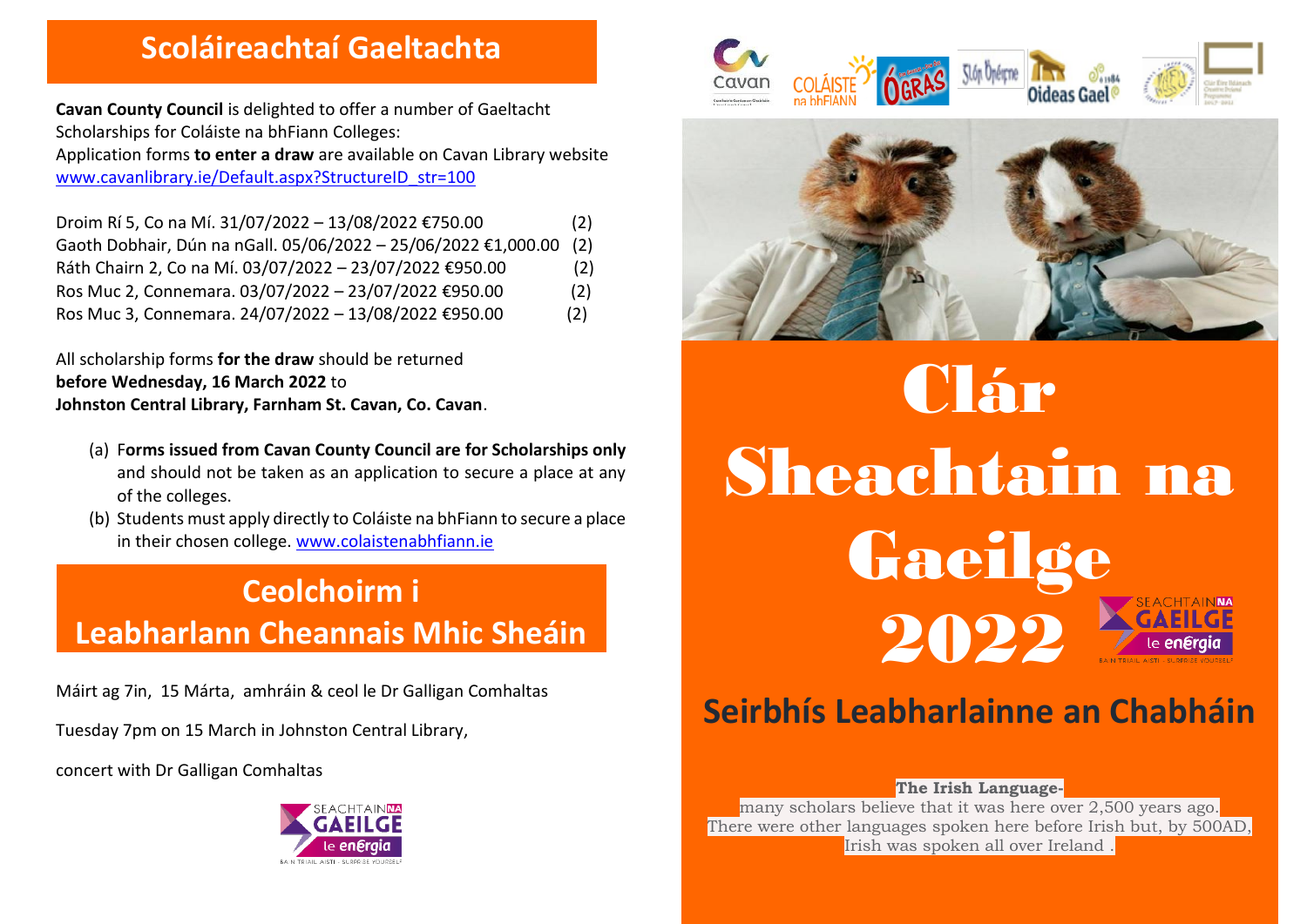## Scoláireachtaí Gaeltachta

**Cavan County Council** is delighted to offer a number of Gaeltacht Scholarships for Coláiste na bhFiann Colleges:
Application forms **to enter a draw** are available on Cavan Library website
www.cavanlibrary.ie/Default.aspx?StructureID_str=100

Droim Rí 5, Co na Mí. 31/07/2022 – 13/08/2022 €750.00 (2)
Gaoth Dobhair, Dún na nGall. 05/06/2022 – 25/06/2022 €1,000.00 (2)
Ráth Chairn 2, Co na Mí. 03/07/2022 – 23/07/2022 €950.00 (2)
Ros Muc 2, Connemara. 03/07/2022 – 23/07/2022 €950.00 (2)
Ros Muc 3, Connemara. 24/07/2022 – 13/08/2022 €950.00 (2)

All scholarship forms **for the draw** should be returned **before Wednesday, 16 March 2022** to **Johnston Central Library, Farnham St. Cavan, Co. Cavan**.

(a) F**orms issued from Cavan County Council are for Scholarships only** and should not be taken as an application to secure a place at any of the colleges.
(b) Students must apply directly to Coláiste na bhFiann to secure a place in their chosen college. www.colaistenabhfiann.ie

## Ceolchoirm i Leabharlann Cheannais Mhic Sheáin

Máirt ag 7in, 15 Márta, amhráin & ceol le Dr Galligan Comhaltas

Tuesday 7pm on 15 March in Johnston Central Library,

concert with Dr Galligan Comhaltas

SEACHTAIN NA GAEILGE le enérgia
BAIN TRIAIL AISTI · SURPRISE YOURSELF

Cavan · COLÁISTE na bhFIANN · ÓGRAS · Slán Bréagne · Oideas Gael

# Clár Sheachtain na Gaeilge 2022

SEACHTAIN NA GAEILGE le enérgia
BAIN TRIAIL AISTI · SURPRISE YOURSELF

## Seirbhís Leabharlainne an Chabháin

**The Irish Language-**
many scholars believe that it was here over 2,500 years ago.
There were other languages spoken here before Irish but, by 500AD,
Irish was spoken all over Ireland .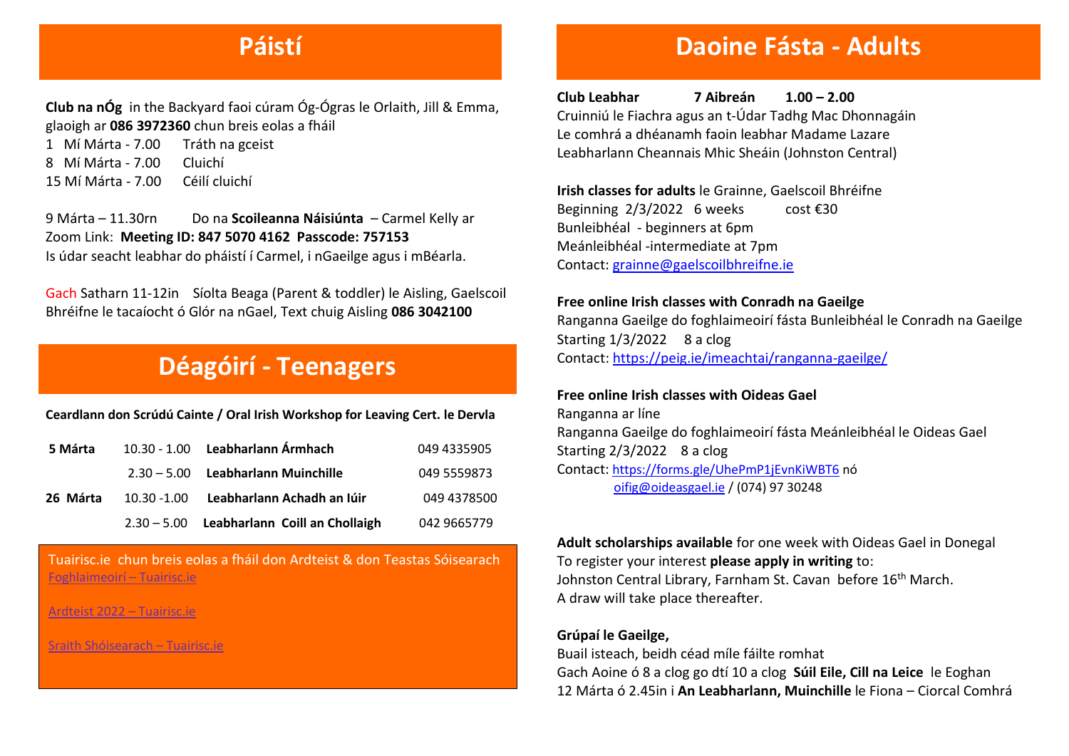# Páistí

**Club na nÓg** in the Backyard faoi cúram Óg-Ógras le Orlaith, Jill & Emma, glaoigh ar **086 3972360** chun breis eolas a fháil

1 Mí Márta - 7.00 Tráth na gceist
8 Mí Márta - 7.00 Cluichí
15 Mí Márta - 7.00 Céilí cluichí

9 Márta – 11.30rn Do na **Scoileanna Náisiúnta** – Carmel Kelly ar Zoom Link: **Meeting ID: 847 5070 4162 Passcode: 757153**
Is údar seacht leabhar do pháistí í Carmel, i nGaeilge agus i mBéarla.

Gach Satharn 11-12in Síolta Beaga (Parent & toddler) le Aisling, Gaelscoil Bhréifne le tacaíocht ó Glór na nGael, Text chuig Aisling **086 3042100**

# Déagóirí - Teenagers

**Ceardlann don Scrúdú Cainte / Oral Irish Workshop for Leaving Cert. le Dervla**

| | | | |
|---|---|---|---|
| **5 Márta** | 10.30 - 1.00 | **Leabharlann Ármhach** | 049 4335905 |
| | 2.30 – 5.00 | **Leabharlann Muinchille** | 049 5559873 |
| **26 Márta** | 10.30 -1.00 | **Leabharlann Achadh an Iúir** | 049 4378500 |
| | 2.30 – 5.00 | **Leabharlann Coill an Chollaigh** | 042 9665779 |

Tuairisc.ie chun breis eolas a fháil don Ardteist & don Teastas Sóisearach

Foghlaimeoirí – Tuairisc.ie

Ardteist 2022 – Tuairisc.ie

Sraith Shóisearach – Tuairisc.ie

# Daoine Fásta - Adults

**Club Leabhar 7 Aibreán 1.00 – 2.00**
Cruinniú le Fiachra agus an t-Údar Tadhg Mac Dhonnagáin
Le comhrá a dhéanamh faoin leabhar Madame Lazare
Leabharlann Cheannais Mhic Sheáin (Johnston Central)

**Irish classes for adults** le Grainne, Gaelscoil Bhréifne
Beginning 2/3/2022 6 weeks cost €30
Bunleibhéal - beginners at 6pm
Meánleibhéal -intermediate at 7pm
Contact: grainne@gaelscoilbhreifne.ie

**Free online Irish classes with Conradh na Gaeilge**
Ranganna Gaeilge do foghlaimeoirí fásta Bunleibhéal le Conradh na Gaeilge
Starting 1/3/2022 8 a clog
Contact: https://peig.ie/imeachtai/ranganna-gaeilge/

**Free online Irish classes with Oideas Gael**
Ranganna ar líne
Ranganna Gaeilge do foghlaimeoirí fásta Meánleibhéal le Oideas Gael
Starting 2/3/2022 8 a clog
Contact: https://forms.gle/UhePmP1jEvnKiWBT6 nó
oifig@oideasgael.ie / (074) 97 30248

**Adult scholarships available** for one week with Oideas Gael in Donegal
To register your interest **please apply in writing** to:
Johnston Central Library, Farnham St. Cavan before 16th March.
A draw will take place thereafter.

**Grúpaí le Gaeilge,**
Buail isteach, beidh céad míle fáilte romhat
Gach Aoine ó 8 a clog go dtí 10 a clog **Súil Eile, Cill na Leice** le Eoghan
12 Márta ó 2.45in i **An Leabharlann, Muinchille** le Fiona – Ciorcal Comhrá